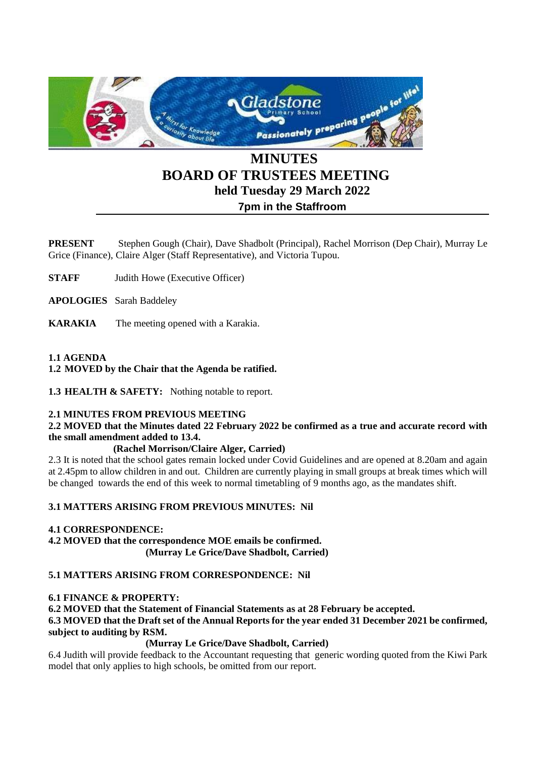# MINUTES
# BOARD OF TRUSTEES MEETING
## held Tuesday 29 March 2022
### 7pm in the Staffroom

**PRESENT** Stephen Gough (Chair), Dave Shadbolt (Principal), Rachel Morrison (Dep Chair), Murray Le Grice (Finance), Claire Alger (Staff Representative), and Victoria Tupou.

**STAFF** Judith Howe (Executive Officer)

**APOLOGIES** Sarah Baddeley

**KARAKIA** The meeting opened with a Karakia.

**1.1 AGENDA**
**1.2 MOVED by the Chair that the Agenda be ratified.**

**1.3 HEALTH & SAFETY:** Nothing notable to report.

**2.1 MINUTES FROM PREVIOUS MEETING**
**2.2 MOVED that the Minutes dated 22 February 2022 be confirmed as a true and accurate record with the small amendment added to 13.4.**
**(Rachel Morrison/Claire Alger, Carried)**

2.3 It is noted that the school gates remain locked under Covid Guidelines and are opened at 8.20am and again at 2.45pm to allow children in and out. Children are currently playing in small groups at break times which will be changed towards the end of this week to normal timetabling of 9 months ago, as the mandates shift.

**3.1 MATTERS ARISING FROM PREVIOUS MINUTES: Nil**

**4.1 CORRESPONDENCE:**
**4.2 MOVED that the correspondence MOE emails be confirmed.**
**(Murray Le Grice/Dave Shadbolt, Carried)**

**5.1 MATTERS ARISING FROM CORRESPONDENCE: Nil**

**6.1 FINANCE & PROPERTY:**
**6.2 MOVED that the Statement of Financial Statements as at 28 February be accepted.**
**6.3 MOVED that the Draft set of the Annual Reports for the year ended 31 December 2021 be confirmed, subject to auditing by RSM.**
**(Murray Le Grice/Dave Shadbolt, Carried)**

6.4 Judith will provide feedback to the Accountant requesting that generic wording quoted from the Kiwi Park model that only applies to high schools, be omitted from our report.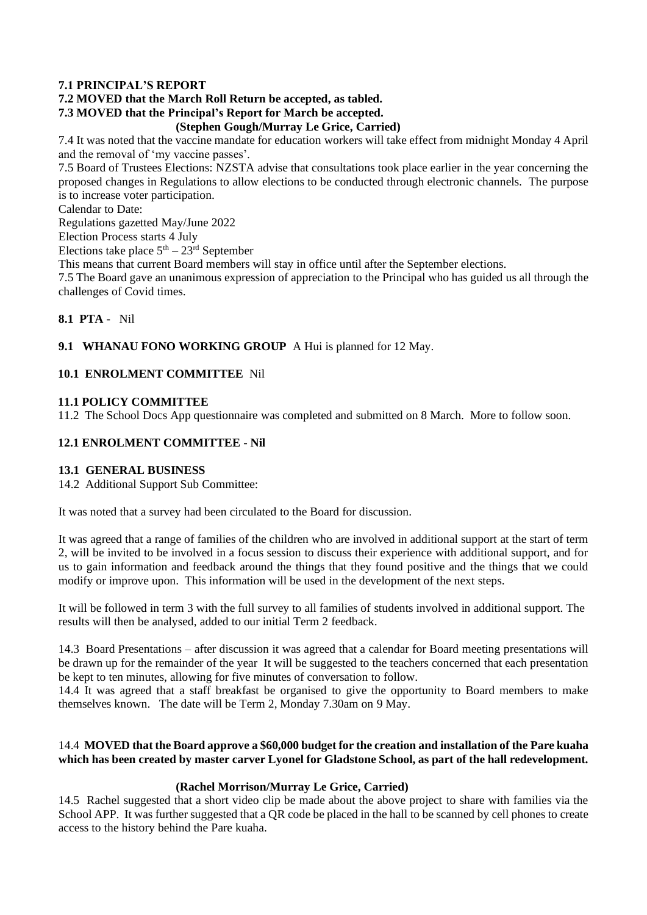**7.1 PRINCIPAL'S REPORT**

**7.2 MOVED that the March Roll Return be accepted, as tabled.**

**7.3 MOVED that the Principal's Report for March be accepted.**

**(Stephen Gough/Murray Le Grice, Carried)**

7.4 It was noted that the vaccine mandate for education workers will take effect from midnight Monday 4 April and the removal of 'my vaccine passes'.

7.5 Board of Trustees Elections: NZSTA advise that consultations took place earlier in the year concerning the proposed changes in Regulations to allow elections to be conducted through electronic channels. The purpose is to increase voter participation.

Calendar to Date:

Regulations gazetted May/June 2022

Election Process starts 4 July

Elections take place 5th – 23rd September

This means that current Board members will stay in office until after the September elections.

7.5 The Board gave an unanimous expression of appreciation to the Principal who has guided us all through the challenges of Covid times.

**8.1 PTA -** Nil

**9.1 WHANAU FONO WORKING GROUP** A Hui is planned for 12 May.

**10.1 ENROLMENT COMMITTEE** Nil

**11.1 POLICY COMMITTEE**

11.2 The School Docs App questionnaire was completed and submitted on 8 March. More to follow soon.

**12.1 ENROLMENT COMMITTEE - Nil**

**13.1 GENERAL BUSINESS**

14.2 Additional Support Sub Committee:

It was noted that a survey had been circulated to the Board for discussion.

It was agreed that a range of families of the children who are involved in additional support at the start of term 2, will be invited to be involved in a focus session to discuss their experience with additional support, and for us to gain information and feedback around the things that they found positive and the things that we could modify or improve upon. This information will be used in the development of the next steps.

It will be followed in term 3 with the full survey to all families of students involved in additional support. The results will then be analysed, added to our initial Term 2 feedback.

14.3 Board Presentations – after discussion it was agreed that a calendar for Board meeting presentations will be drawn up for the remainder of the year It will be suggested to the teachers concerned that each presentation be kept to ten minutes, allowing for five minutes of conversation to follow.

14.4 It was agreed that a staff breakfast be organised to give the opportunity to Board members to make themselves known. The date will be Term 2, Monday 7.30am on 9 May.

14.4 **MOVED that the Board approve a $60,000 budget for the creation and installation of the Pare kuaha which has been created by master carver Lyonel for Gladstone School, as part of the hall redevelopment.**

**(Rachel Morrison/Murray Le Grice, Carried)**

14.5 Rachel suggested that a short video clip be made about the above project to share with families via the School APP. It was further suggested that a QR code be placed in the hall to be scanned by cell phones to create access to the history behind the Pare kuaha.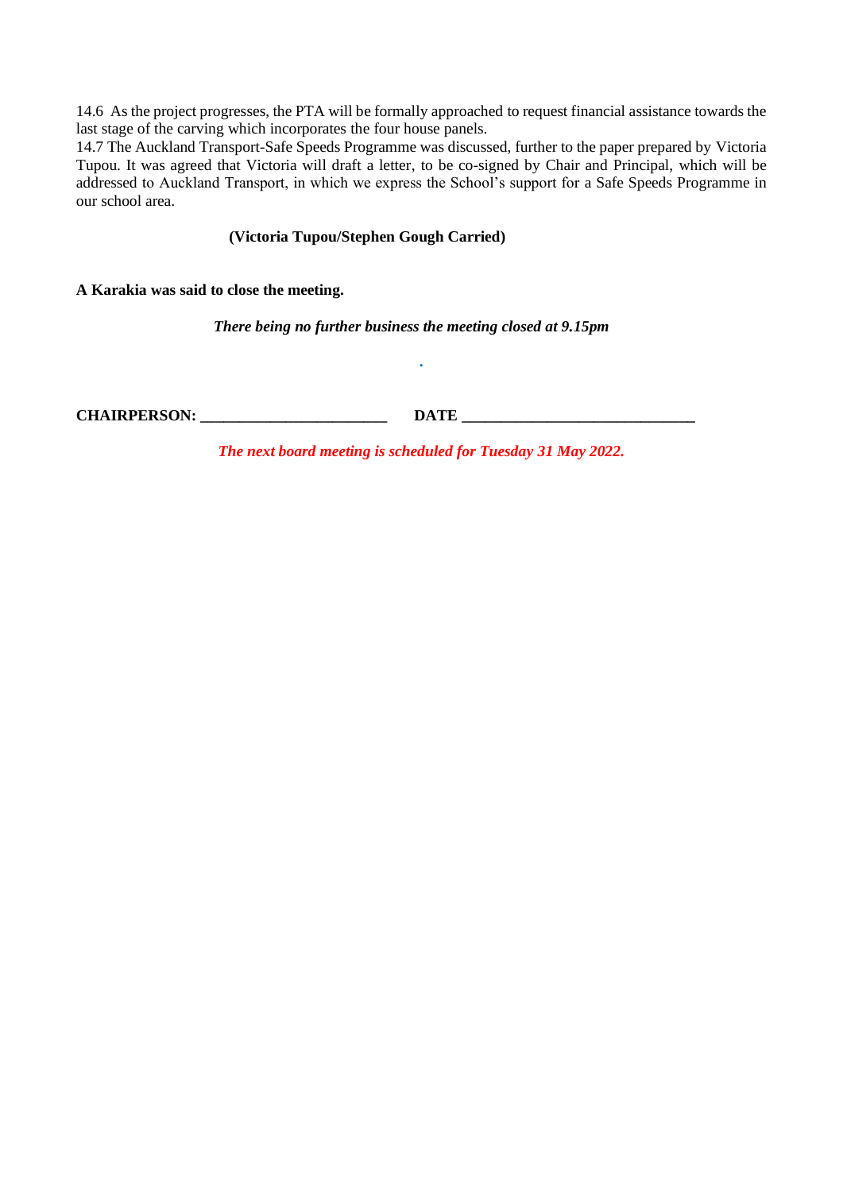14.6 As the project progresses, the PTA will be formally approached to request financial assistance towards the last stage of the carving which incorporates the four house panels.

14.7 The Auckland Transport-Safe Speeds Programme was discussed, further to the paper prepared by Victoria Tupou. It was agreed that Victoria will draft a letter, to be co-signed by Chair and Principal, which will be addressed to Auckland Transport, in which we express the School's support for a Safe Speeds Programme in our school area.

**(Victoria Tupou/Stephen Gough Carried)**

**A Karakia was said to close the meeting.**

***There being no further business the meeting closed at 9.15pm***

**CHAIRPERSON: ________________________ DATE ______________________________**

***The next board meeting is scheduled for Tuesday 31 May 2022.***